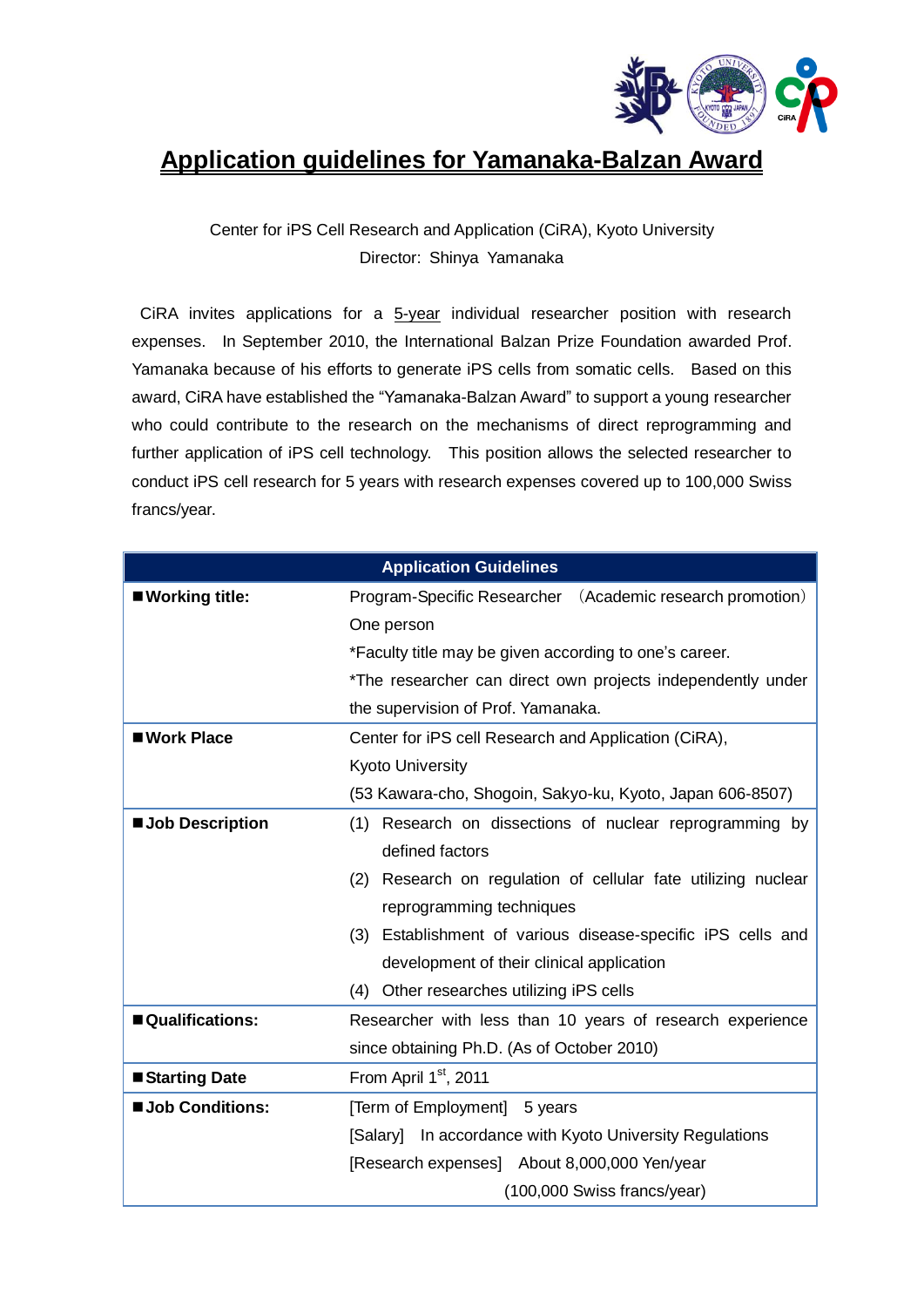# Application guidelines for Yamanaka-Balzan Award

Center for iPS Cell Research and Application (CiRA), Kyoto University
Director: Shinya Yamanaka

CiRA invites applications for a 5-year individual researcher position with research expenses. In September 2010, the International Balzan Prize Foundation awarded Prof. Yamanaka because of his efforts to generate iPS cells from somatic cells. Based on this award, CiRA have established the "Yamanaka-Balzan Award" to support a young researcher who could contribute to the research on the mechanisms of direct reprogramming and further application of iPS cell technology. This position allows the selected researcher to conduct iPS cell research for 5 years with research expenses covered up to 100,000 Swiss francs/year.

| Application Guidelines | |
|---|---|
| ■**Working title:** | Program-Specific Researcher (Academic research promotion)<br>One person<br>*Faculty title may be given according to one's career.<br>*The researcher can direct own projects independently under the supervision of Prof. Yamanaka. |
| ■**Work Place** | Center for iPS cell Research and Application (CiRA), Kyoto University<br>(53 Kawara-cho, Shogoin, Sakyo-ku, Kyoto, Japan 606-8507) |
| ■**Job Description** | (1) Research on dissections of nuclear reprogramming by defined factors<br>(2) Research on regulation of cellular fate utilizing nuclear reprogramming techniques<br>(3) Establishment of various disease-specific iPS cells and development of their clinical application<br>(4) Other researches utilizing iPS cells |
| ■**Qualifications:** | Researcher with less than 10 years of research experience since obtaining Ph.D. (As of October 2010) |
| ■**Starting Date** | From April 1st, 2011 |
| ■**Job Conditions:** | [Term of Employment] 5 years<br>[Salary] In accordance with Kyoto University Regulations<br>[Research expenses] About 8,000,000 Yen/year (100,000 Swiss francs/year) |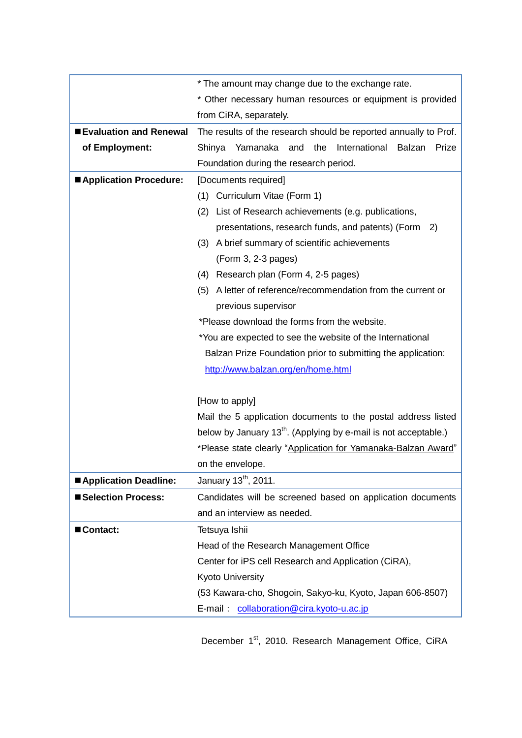| | |
|---|---|
| | * The amount may change due to the exchange rate.<br>* Other necessary human resources or equipment is provided from CiRA, separately. |
| ■**Evaluation and Renewal of Employment:** | The results of the research should be reported annually to Prof. Shinya Yamanaka and the International Balzan Prize Foundation during the research period. |
| ■**Application Procedure:** | [Documents required]<br>(1) Curriculum Vitae (Form 1)<br>(2) List of Research achievements (e.g. publications, presentations, research funds, and patents) (Form 2)<br>(3) A brief summary of scientific achievements (Form 3, 2-3 pages)<br>(4) Research plan (Form 4, 2-5 pages)<br>(5) A letter of reference/recommendation from the current or previous supervisor<br>*Please download the forms from the website.<br>*You are expected to see the website of the International Balzan Prize Foundation prior to submitting the application: http://www.balzan.org/en/home.html<br><br>[How to apply]<br>Mail the 5 application documents to the postal address listed below by January 13th. (Applying by e-mail is not acceptable.)<br>*Please state clearly "Application for Yamanaka-Balzan Award" on the envelope. |
| ■**Application Deadline:** | January 13th, 2011. |
| ■**Selection Process:** | Candidates will be screened based on application documents and an interview as needed. |
| ■**Contact:** | Tetsuya Ishii<br>Head of the Research Management Office<br>Center for iPS cell Research and Application (CiRA),<br>Kyoto University<br>(53 Kawara-cho, Shogoin, Sakyo-ku, Kyoto, Japan 606-8507)<br>E-mail： collaboration@cira.kyoto-u.ac.jp |

December 1st, 2010. Research Management Office, CiRA